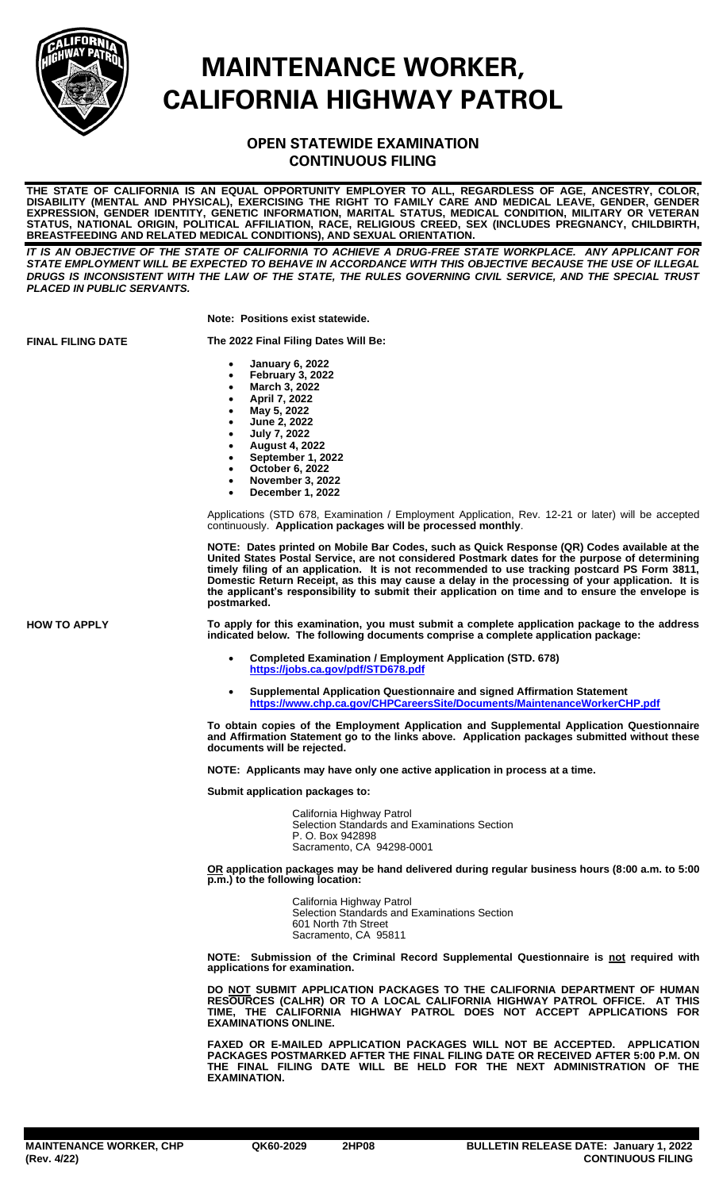# MAINTENANCE WORKER, CALIFORNIA HIGHWAY PATROL

## OPEN STATEWIDE EXAMINATION
## CONTINUOUS FILING

**THE STATE OF CALIFORNIA IS AN EQUAL OPPORTUNITY EMPLOYER TO ALL, REGARDLESS OF AGE, ANCESTRY, COLOR, DISABILITY (MENTAL AND PHYSICAL), EXERCISING THE RIGHT TO FAMILY CARE AND MEDICAL LEAVE, GENDER, GENDER EXPRESSION, GENDER IDENTITY, GENETIC INFORMATION, MARITAL STATUS, MEDICAL CONDITION, MILITARY OR VETERAN STATUS, NATIONAL ORIGIN, POLITICAL AFFILIATION, RACE, RELIGIOUS CREED, SEX (INCLUDES PREGNANCY, CHILDBIRTH, BREASTFEEDING AND RELATED MEDICAL CONDITIONS), AND SEXUAL ORIENTATION.**

***IT IS AN OBJECTIVE OF THE STATE OF CALIFORNIA TO ACHIEVE A DRUG-FREE STATE WORKPLACE. ANY APPLICANT FOR STATE EMPLOYMENT WILL BE EXPECTED TO BEHAVE IN ACCORDANCE WITH THIS OBJECTIVE BECAUSE THE USE OF ILLEGAL DRUGS IS INCONSISTENT WITH THE LAW OF THE STATE, THE RULES GOVERNING CIVIL SERVICE, AND THE SPECIAL TRUST PLACED IN PUBLIC SERVANTS.***

**Note: Positions exist statewide.**

### FINAL FILING DATE

**The 2022 Final Filing Dates Will Be:**

- **January 6, 2022**
- **February 3, 2022**
- **March 3, 2022**
- **April 7, 2022**
- **May 5, 2022**
- **June 2, 2022**
- **July 7, 2022**
- **August 4, 2022**
- **September 1, 2022**
- **October 6, 2022**
- **November 3, 2022**
- **December 1, 2022**

Applications (STD 678, Examination / Employment Application, Rev. 12-21 or later) will be accepted continuously. **Application packages will be processed monthly**.

**NOTE: Dates printed on Mobile Bar Codes, such as Quick Response (QR) Codes available at the United States Postal Service, are not considered Postmark dates for the purpose of determining timely filing of an application. It is not recommended to use tracking postcard PS Form 3811, Domestic Return Receipt, as this may cause a delay in the processing of your application. It is the applicant's responsibility to submit their application on time and to ensure the envelope is postmarked.**

### HOW TO APPLY

**To apply for this examination, you must submit a complete application package to the address indicated below. The following documents comprise a complete application package:**

- **Completed Examination / Employment Application (STD. 678)**
  **https://jobs.ca.gov/pdf/STD678.pdf**
- **Supplemental Application Questionnaire and signed Affirmation Statement**
  **https://www.chp.ca.gov/CHPCareersSite/Documents/MaintenanceWorkerCHP.pdf**

**To obtain copies of the Employment Application and Supplemental Application Questionnaire and Affirmation Statement go to the links above. Application packages submitted without these documents will be rejected.**

**NOTE: Applicants may have only one active application in process at a time.**

**Submit application packages to:**

California Highway Patrol
Selection Standards and Examinations Section
P. O. Box 942898
Sacramento, CA 94298-0001

**OR application packages may be hand delivered during regular business hours (8:00 a.m. to 5:00 p.m.) to the following location:**

California Highway Patrol
Selection Standards and Examinations Section
601 North 7th Street
Sacramento, CA 95811

**NOTE: Submission of the Criminal Record Supplemental Questionnaire is not required with applications for examination.**

**DO NOT SUBMIT APPLICATION PACKAGES TO THE CALIFORNIA DEPARTMENT OF HUMAN RESOURCES (CALHR) OR TO A LOCAL CALIFORNIA HIGHWAY PATROL OFFICE. AT THIS TIME, THE CALIFORNIA HIGHWAY PATROL DOES NOT ACCEPT APPLICATIONS FOR EXAMINATIONS ONLINE.**

**FAXED OR E-MAILED APPLICATION PACKAGES WILL NOT BE ACCEPTED. APPLICATION PACKAGES POSTMARKED AFTER THE FINAL FILING DATE OR RECEIVED AFTER 5:00 P.M. ON THE FINAL FILING DATE WILL BE HELD FOR THE NEXT ADMINISTRATION OF THE EXAMINATION.**

**MAINTENANCE WORKER, CHP (Rev. 4/22)** | **QK60-2029** | **2HP08** | **BULLETIN RELEASE DATE: January 1, 2022 CONTINUOUS FILING**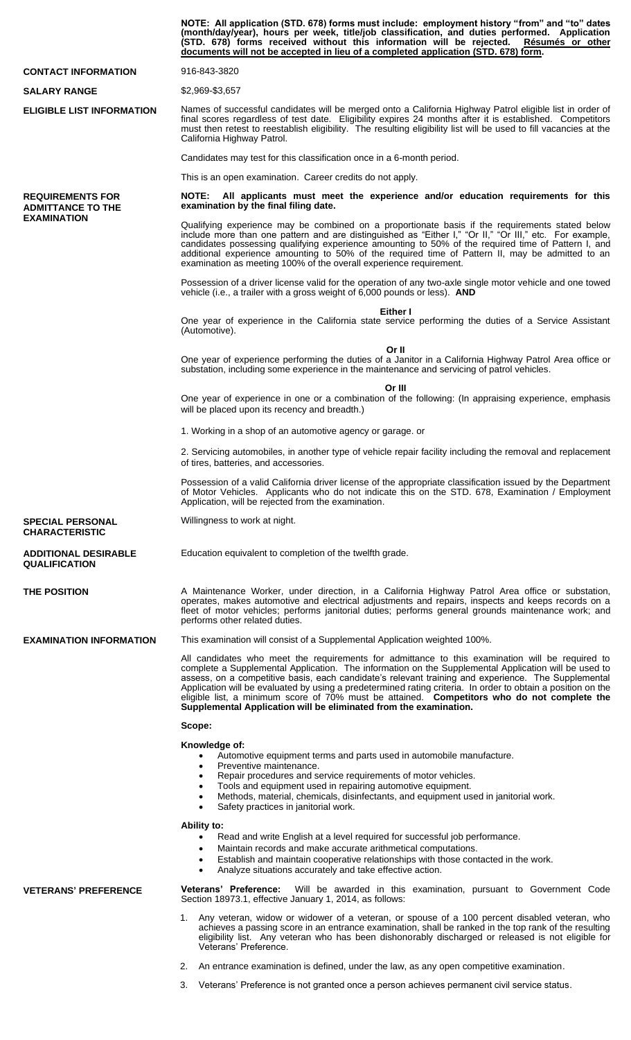**NOTE: All application (STD. 678) forms must include: employment history "from" and "to" dates (month/day/year), hours per week, title/job classification, and duties performed. Application (STD. 678) forms received without this information will be rejected. <u>Résumés or other documents will not be accepted in lieu of a completed application (STD. 678) form.</u>**

## CONTACT INFORMATION

916-843-3820

## SALARY RANGE

$2,969-$3,657

## ELIGIBLE LIST INFORMATION

Names of successful candidates will be merged onto a California Highway Patrol eligible list in order of final scores regardless of test date. Eligibility expires 24 months after it is established. Competitors must then retest to reestablish eligibility. The resulting eligibility list will be used to fill vacancies at the California Highway Patrol.

Candidates may test for this classification once in a 6-month period.

This is an open examination. Career credits do not apply.

## REQUIREMENTS FOR ADMITTANCE TO THE EXAMINATION

**NOTE: All applicants must meet the experience and/or education requirements for this examination by the final filing date.**

Qualifying experience may be combined on a proportionate basis if the requirements stated below include more than one pattern and are distinguished as "Either I," "Or II," "Or III," etc. For example, candidates possessing qualifying experience amounting to 50% of the required time of Pattern I, and additional experience amounting to 50% of the required time of Pattern II, may be admitted to an examination as meeting 100% of the overall experience requirement.

Possession of a driver license valid for the operation of any two-axle single motor vehicle and one towed vehicle (i.e., a trailer with a gross weight of 6,000 pounds or less). **AND**

**Either I**

One year of experience in the California state service performing the duties of a Service Assistant (Automotive).

**Or II**

One year of experience performing the duties of a Janitor in a California Highway Patrol Area office or substation, including some experience in the maintenance and servicing of patrol vehicles.

**Or III**

One year of experience in one or a combination of the following: (In appraising experience, emphasis will be placed upon its recency and breadth.)

1. Working in a shop of an automotive agency or garage. or

2. Servicing automobiles, in another type of vehicle repair facility including the removal and replacement of tires, batteries, and accessories.

Possession of a valid California driver license of the appropriate classification issued by the Department of Motor Vehicles. Applicants who do not indicate this on the STD. 678, Examination / Employment Application, will be rejected from the examination.

## SPECIAL PERSONAL CHARACTERISTIC

Willingness to work at night.

## ADDITIONAL DESIRABLE QUALIFICATION

Education equivalent to completion of the twelfth grade.

## THE POSITION

A Maintenance Worker, under direction, in a California Highway Patrol Area office or substation, operates, makes automotive and electrical adjustments and repairs, inspects and keeps records on a fleet of motor vehicles; performs janitorial duties; performs general grounds maintenance work; and performs other related duties.

## EXAMINATION INFORMATION

This examination will consist of a Supplemental Application weighted 100%.

All candidates who meet the requirements for admittance to this examination will be required to complete a Supplemental Application. The information on the Supplemental Application will be used to assess, on a competitive basis, each candidate's relevant training and experience. The Supplemental Application will be evaluated by using a predetermined rating criteria. In order to obtain a position on the eligible list, a minimum score of 70% must be attained. **Competitors who do not complete the Supplemental Application will be eliminated from the examination.**

**Scope:**

**Knowledge of:**

- Automotive equipment terms and parts used in automobile manufacture.
- Preventive maintenance.
- Repair procedures and service requirements of motor vehicles.
- Tools and equipment used in repairing automotive equipment.
- Methods, material, chemicals, disinfectants, and equipment used in janitorial work.
- Safety practices in janitorial work.

**Ability to:**

- Read and write English at a level required for successful job performance.
- Maintain records and make accurate arithmetical computations.
- Establish and maintain cooperative relationships with those contacted in the work.
- Analyze situations accurately and take effective action.

## VETERANS' PREFERENCE

**Veterans' Preference:** Will be awarded in this examination, pursuant to Government Code Section 18973.1, effective January 1, 2014, as follows:

1. Any veteran, widow or widower of a veteran, or spouse of a 100 percent disabled veteran, who achieves a passing score in an entrance examination, shall be ranked in the top rank of the resulting eligibility list. Any veteran who has been dishonorably discharged or released is not eligible for Veterans' Preference.
2. An entrance examination is defined, under the law, as any open competitive examination.
3. Veterans' Preference is not granted once a person achieves permanent civil service status.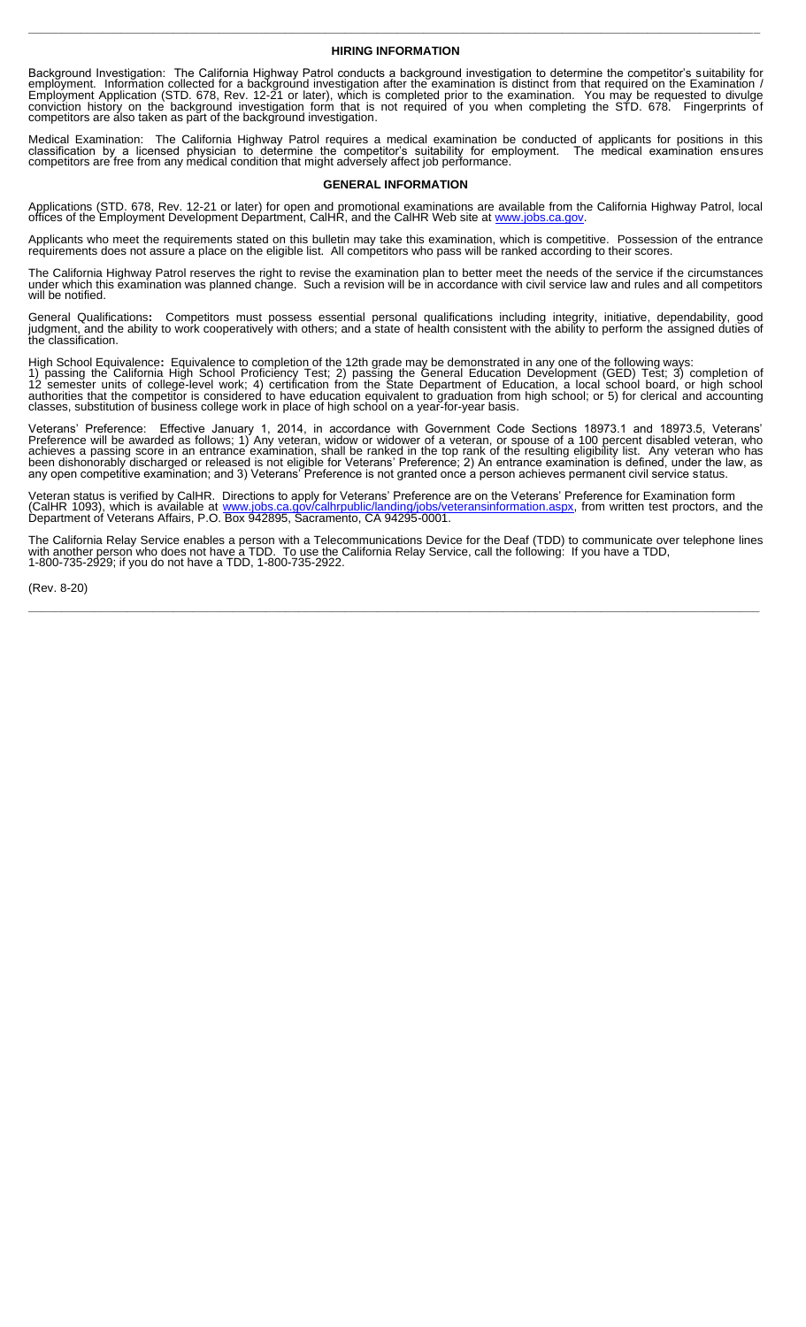## HIRING INFORMATION

Background Investigation: The California Highway Patrol conducts a background investigation to determine the competitor's suitability for employment. Information collected for a background investigation after the examination is distinct from that required on the Examination / Employment Application (STD. 678, Rev. 12-21 or later), which is completed prior to the examination. You may be requested to divulge conviction history on the background investigation form that is not required of you when completing the STD. 678. Fingerprints of competitors are also taken as part of the background investigation.

Medical Examination: The California Highway Patrol requires a medical examination be conducted of applicants for positions in this classification by a licensed physician to determine the competitor's suitability for employment. The medical examination ensures competitors are free from any medical condition that might adversely affect job performance.

## GENERAL INFORMATION

Applications (STD. 678, Rev. 12-21 or later) for open and promotional examinations are available from the California Highway Patrol, local offices of the Employment Development Department, CalHR, and the CalHR Web site at www.jobs.ca.gov.

Applicants who meet the requirements stated on this bulletin may take this examination, which is competitive. Possession of the entrance requirements does not assure a place on the eligible list. All competitors who pass will be ranked according to their scores.

The California Highway Patrol reserves the right to revise the examination plan to better meet the needs of the service if the circumstances under which this examination was planned change. Such a revision will be in accordance with civil service law and rules and all competitors will be notified.

General Qualifications**:** Competitors must possess essential personal qualifications including integrity, initiative, dependability, good judgment, and the ability to work cooperatively with others; and a state of health consistent with the ability to perform the assigned duties of the classification.

High School Equivalence**:** Equivalence to completion of the 12th grade may be demonstrated in any one of the following ways: 1) passing the California High School Proficiency Test; 2) passing the General Education Development (GED) Test; 3) completion of 12 semester units of college-level work; 4) certification from the State Department of Education, a local school board, or high school authorities that the competitor is considered to have education equivalent to graduation from high school; or 5) for clerical and accounting classes, substitution of business college work in place of high school on a year-for-year basis.

Veterans' Preference: Effective January 1, 2014, in accordance with Government Code Sections 18973.1 and 18973.5, Veterans' Preference will be awarded as follows; 1) Any veteran, widow or widower of a veteran, or spouse of a 100 percent disabled veteran, who achieves a passing score in an entrance examination, shall be ranked in the top rank of the resulting eligibility list. Any veteran who has been dishonorably discharged or released is not eligible for Veterans' Preference; 2) An entrance examination is defined, under the law, as any open competitive examination; and 3) Veterans' Preference is not granted once a person achieves permanent civil service status.

Veteran status is verified by CalHR. Directions to apply for Veterans' Preference are on the Veterans' Preference for Examination form (CalHR 1093), which is available at www.jobs.ca.gov/calhrpublic/landing/jobs/veteransinformation.aspx, from written test proctors, and the Department of Veterans Affairs, P.O. Box 942895, Sacramento, CA 94295-0001.

The California Relay Service enables a person with a Telecommunications Device for the Deaf (TDD) to communicate over telephone lines with another person who does not have a TDD. To use the California Relay Service, call the following: If you have a TDD, 1-800-735-2929; if you do not have a TDD, 1-800-735-2922.

(Rev. 8-20)